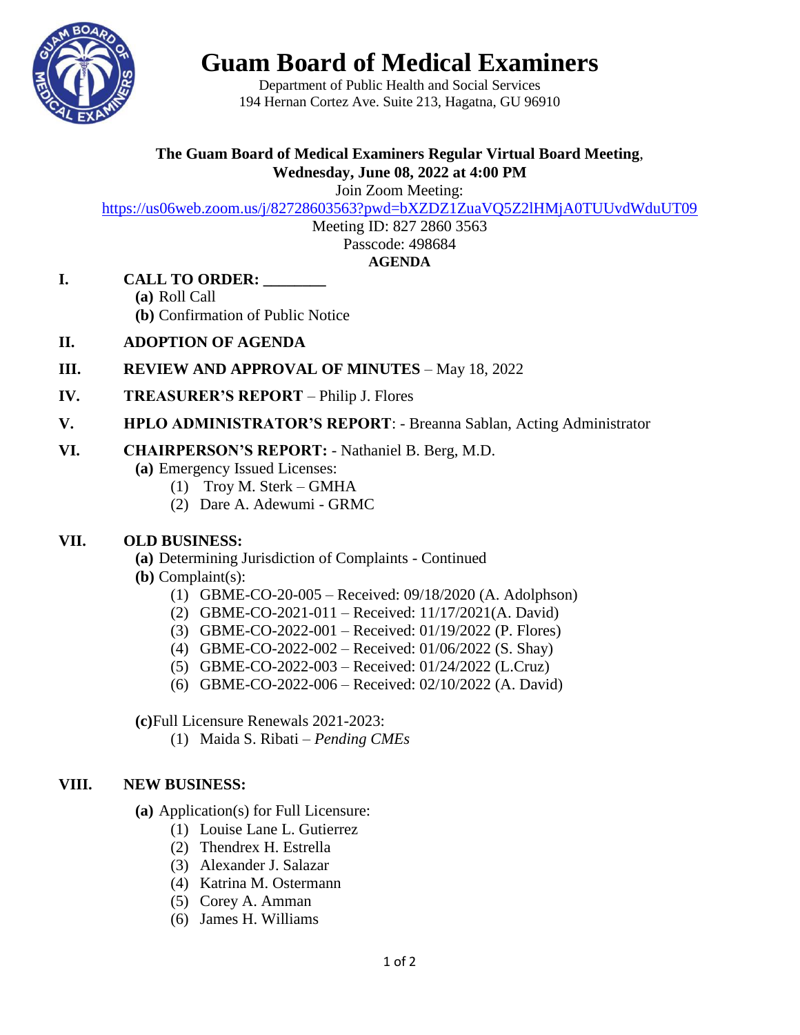# Guam Board of Medical Examiners

Department of Public Health and Social Services
194 Hernan Cortez Ave. Suite 213, Hagatna, GU 96910

**The Guam Board of Medical Examiners Regular Virtual Board Meeting**,
**Wednesday, June 08, 2022 at 4:00 PM**

Join Zoom Meeting:
https://us06web.zoom.us/j/82728603563?pwd=bXZDZ1ZuaVQ5Z2lHMjA0TUUvdWduUT09

Meeting ID: 827 2860 3563
Passcode: 498684

**AGENDA**

**I. CALL TO ORDER: ________**

- **(a)** Roll Call
- **(b)** Confirmation of Public Notice

**II. ADOPTION OF AGENDA**

**III. REVIEW AND APPROVAL OF MINUTES** – May 18, 2022

**IV. TREASURER'S REPORT** – Philip J. Flores

**V. HPLO ADMINISTRATOR'S REPORT**: - Breanna Sablan, Acting Administrator

**VI. CHAIRPERSON'S REPORT:** - Nathaniel B. Berg, M.D.

- **(a)** Emergency Issued Licenses:
  - (1) Troy M. Sterk – GMHA
  - (2) Dare A. Adewumi - GRMC

**VII. OLD BUSINESS:**

- **(a)** Determining Jurisdiction of Complaints - Continued
- **(b)** Complaint(s):
  - (1) GBME-CO-20-005 – Received: 09/18/2020 (A. Adolphson)
  - (2) GBME-CO-2021-011 – Received: 11/17/2021(A. David)
  - (3) GBME-CO-2022-001 – Received: 01/19/2022 (P. Flores)
  - (4) GBME-CO-2022-002 – Received: 01/06/2022 (S. Shay)
  - (5) GBME-CO-2022-003 – Received: 01/24/2022 (L.Cruz)
  - (6) GBME-CO-2022-006 – Received: 02/10/2022 (A. David)
- **(c)** Full Licensure Renewals 2021-2023:
  - (1) Maida S. Ribati – *Pending CMEs*

**VIII. NEW BUSINESS:**

- **(a)** Application(s) for Full Licensure:
  - (1) Louise Lane L. Gutierrez
  - (2) Thendrex H. Estrella
  - (3) Alexander J. Salazar
  - (4) Katrina M. Ostermann
  - (5) Corey A. Amman
  - (6) James H. Williams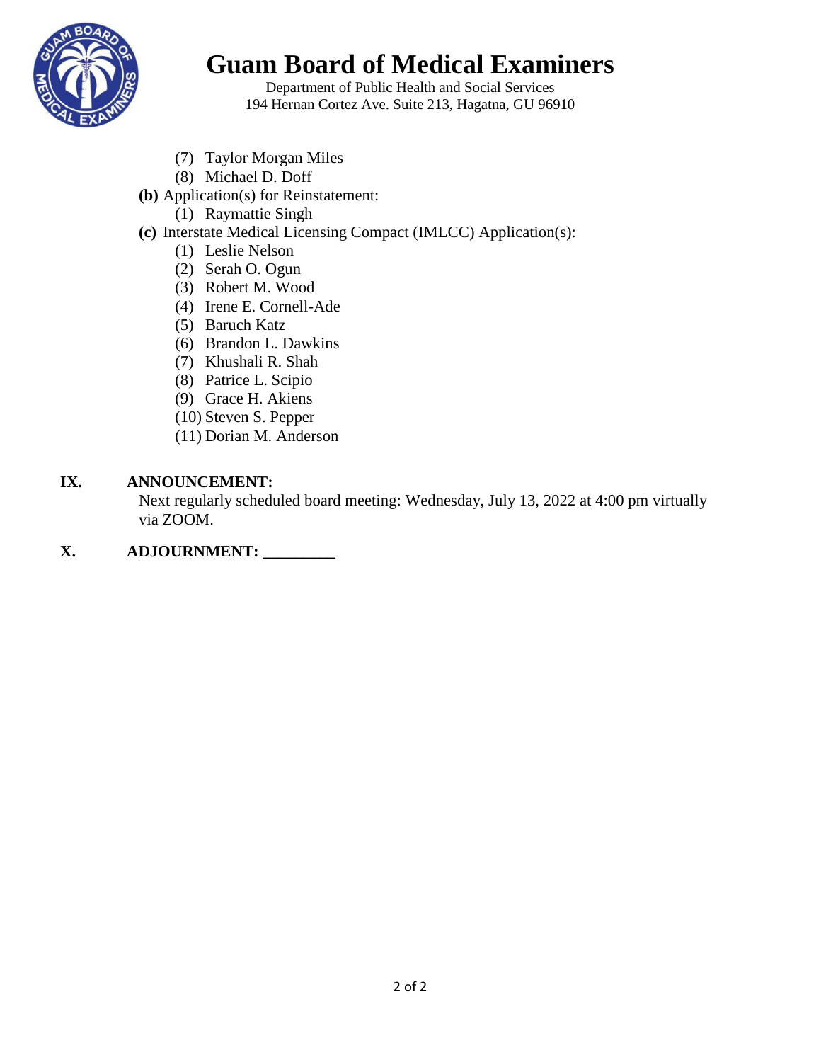# Guam Board of Medical Examiners

Department of Public Health and Social Services
194 Hernan Cortez Ave. Suite 213, Hagatna, GU 96910

(7) Taylor Morgan Miles
(8) Michael D. Doff

**(b)** Application(s) for Reinstatement:

(1) Raymattie Singh

**(c)** Interstate Medical Licensing Compact (IMLCC) Application(s):

(1) Leslie Nelson
(2) Serah O. Ogun
(3) Robert M. Wood
(4) Irene E. Cornell-Ade
(5) Baruch Katz
(6) Brandon L. Dawkins
(7) Khushali R. Shah
(8) Patrice L. Scipio
(9) Grace H. Akiens
(10) Steven S. Pepper
(11) Dorian M. Anderson

**IX. ANNOUNCEMENT:**

Next regularly scheduled board meeting: Wednesday, July 13, 2022 at 4:00 pm virtually via ZOOM.

**X. ADJOURNMENT: _________**